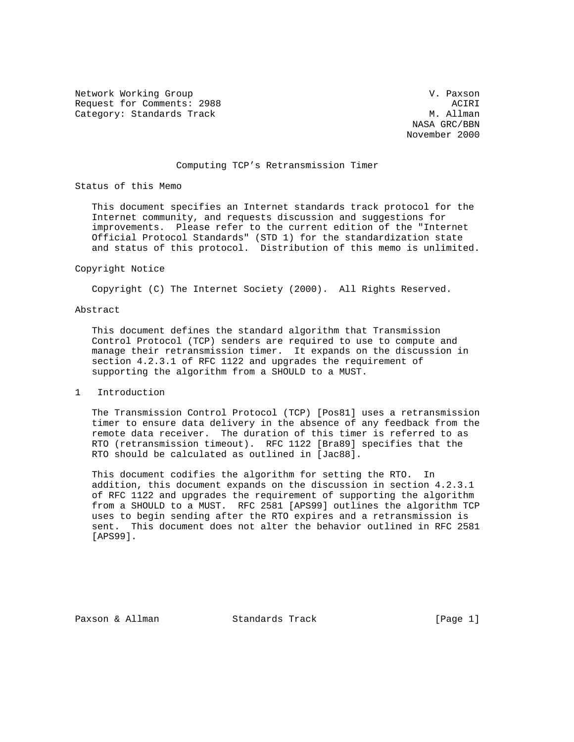Network Working Group V. Paxson
Request for Comments: 2988 ACIRI
Category: Standards Track M. Allman
NASA GRC/BBN
November 2000

# Computing TCP's Retransmission Timer

## Status of this Memo

This document specifies an Internet standards track protocol for the Internet community, and requests discussion and suggestions for improvements. Please refer to the current edition of the "Internet Official Protocol Standards" (STD 1) for the standardization state and status of this protocol. Distribution of this memo is unlimited.

## Copyright Notice

Copyright (C) The Internet Society (2000). All Rights Reserved.

## Abstract

This document defines the standard algorithm that Transmission Control Protocol (TCP) senders are required to use to compute and manage their retransmission timer. It expands on the discussion in section 4.2.3.1 of RFC 1122 and upgrades the requirement of supporting the algorithm from a SHOULD to a MUST.

## 1 Introduction

The Transmission Control Protocol (TCP) [Pos81] uses a retransmission timer to ensure data delivery in the absence of any feedback from the remote data receiver. The duration of this timer is referred to as RTO (retransmission timeout). RFC 1122 [Bra89] specifies that the RTO should be calculated as outlined in [Jac88].

This document codifies the algorithm for setting the RTO. In addition, this document expands on the discussion in section 4.2.3.1 of RFC 1122 and upgrades the requirement of supporting the algorithm from a SHOULD to a MUST. RFC 2581 [APS99] outlines the algorithm TCP uses to begin sending after the RTO expires and a retransmission is sent. This document does not alter the behavior outlined in RFC 2581 [APS99].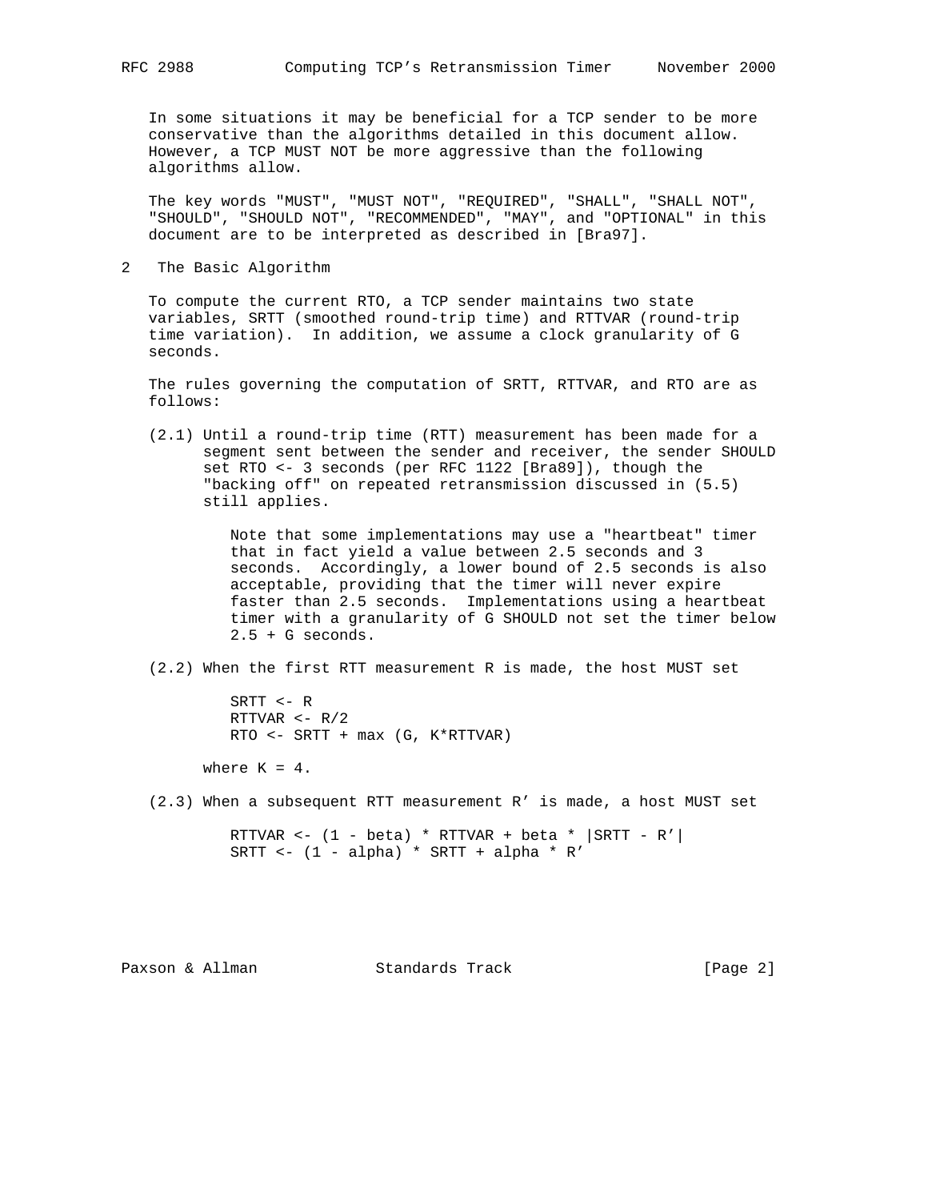In some situations it may be beneficial for a TCP sender to be more conservative than the algorithms detailed in this document allow. However, a TCP MUST NOT be more aggressive than the following algorithms allow.

The key words "MUST", "MUST NOT", "REQUIRED", "SHALL", "SHALL NOT", "SHOULD", "SHOULD NOT", "RECOMMENDED", "MAY", and "OPTIONAL" in this document are to be interpreted as described in [Bra97].

## 2 The Basic Algorithm

To compute the current RTO, a TCP sender maintains two state variables, SRTT (smoothed round-trip time) and RTTVAR (round-trip time variation). In addition, we assume a clock granularity of G seconds.

The rules governing the computation of SRTT, RTTVAR, and RTO are as follows:

(2.1) Until a round-trip time (RTT) measurement has been made for a segment sent between the sender and receiver, the sender SHOULD set RTO <- 3 seconds (per RFC 1122 [Bra89]), though the "backing off" on repeated retransmission discussed in (5.5) still applies.

> Note that some implementations may use a "heartbeat" timer that in fact yield a value between 2.5 seconds and 3 seconds. Accordingly, a lower bound of 2.5 seconds is also acceptable, providing that the timer will never expire faster than 2.5 seconds. Implementations using a heartbeat timer with a granularity of G SHOULD not set the timer below 2.5 + G seconds.

(2.2) When the first RTT measurement R is made, the host MUST set

```
SRTT <- R
RTTVAR <- R/2
RTO <- SRTT + max (G, K*RTTVAR)
```

where K = 4.

(2.3) When a subsequent RTT measurement R' is made, a host MUST set

```
RTTVAR <- (1 - beta) * RTTVAR + beta * |SRTT - R'|
SRTT <- (1 - alpha) * SRTT + alpha * R'
```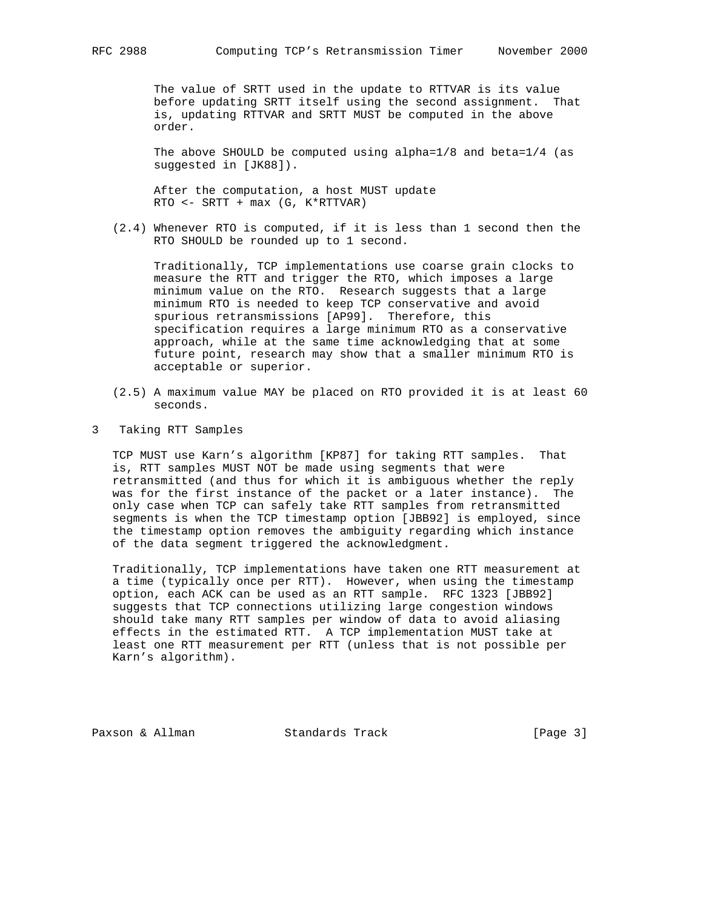The value of SRTT used in the update to RTTVAR is its value before updating SRTT itself using the second assignment. That is, updating RTTVAR and SRTT MUST be computed in the above order.

The above SHOULD be computed using alpha=1/8 and beta=1/4 (as suggested in [JK88]).

After the computation, a host MUST update
$RTO \leftarrow SRTT + \max(G, K*RTTVAR)$

(2.4) Whenever RTO is computed, if it is less than 1 second then the RTO SHOULD be rounded up to 1 second.

Traditionally, TCP implementations use coarse grain clocks to measure the RTT and trigger the RTO, which imposes a large minimum value on the RTO. Research suggests that a large minimum RTO is needed to keep TCP conservative and avoid spurious retransmissions [AP99]. Therefore, this specification requires a large minimum RTO as a conservative approach, while at the same time acknowledging that at some future point, research may show that a smaller minimum RTO is acceptable or superior.

(2.5) A maximum value MAY be placed on RTO provided it is at least 60 seconds.

## 3 Taking RTT Samples

TCP MUST use Karn's algorithm [KP87] for taking RTT samples. That is, RTT samples MUST NOT be made using segments that were retransmitted (and thus for which it is ambiguous whether the reply was for the first instance of the packet or a later instance). The only case when TCP can safely take RTT samples from retransmitted segments is when the TCP timestamp option [JBB92] is employed, since the timestamp option removes the ambiguity regarding which instance of the data segment triggered the acknowledgment.

Traditionally, TCP implementations have taken one RTT measurement at a time (typically once per RTT). However, when using the timestamp option, each ACK can be used as an RTT sample. RFC 1323 [JBB92] suggests that TCP connections utilizing large congestion windows should take many RTT samples per window of data to avoid aliasing effects in the estimated RTT. A TCP implementation MUST take at least one RTT measurement per RTT (unless that is not possible per Karn's algorithm).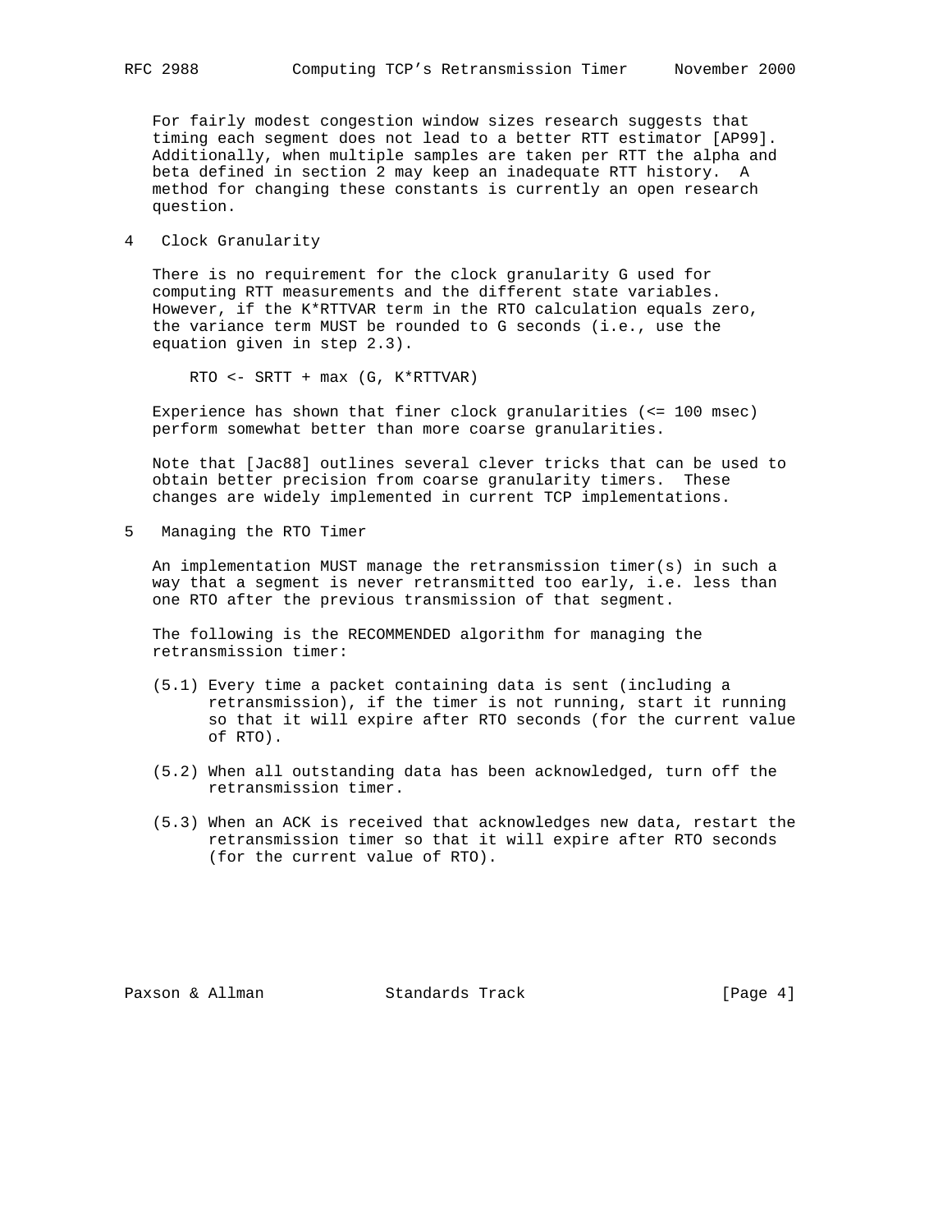For fairly modest congestion window sizes research suggests that timing each segment does not lead to a better RTT estimator [AP99]. Additionally, when multiple samples are taken per RTT the alpha and beta defined in section 2 may keep an inadequate RTT history. A method for changing these constants is currently an open research question.

## 4 Clock Granularity

There is no requirement for the clock granularity G used for computing RTT measurements and the different state variables. However, if the K*RTTVAR term in the RTO calculation equals zero, the variance term MUST be rounded to G seconds (i.e., use the equation given in step 2.3).

```
RTO <- SRTT + max (G, K*RTTVAR)
```

Experience has shown that finer clock granularities (<= 100 msec) perform somewhat better than more coarse granularities.

Note that [Jac88] outlines several clever tricks that can be used to obtain better precision from coarse granularity timers. These changes are widely implemented in current TCP implementations.

## 5 Managing the RTO Timer

An implementation MUST manage the retransmission timer(s) in such a way that a segment is never retransmitted too early, i.e. less than one RTO after the previous transmission of that segment.

The following is the RECOMMENDED algorithm for managing the retransmission timer:

(5.1) Every time a packet containing data is sent (including a retransmission), if the timer is not running, start it running so that it will expire after RTO seconds (for the current value of RTO).

(5.2) When all outstanding data has been acknowledged, turn off the retransmission timer.

(5.3) When an ACK is received that acknowledges new data, restart the retransmission timer so that it will expire after RTO seconds (for the current value of RTO).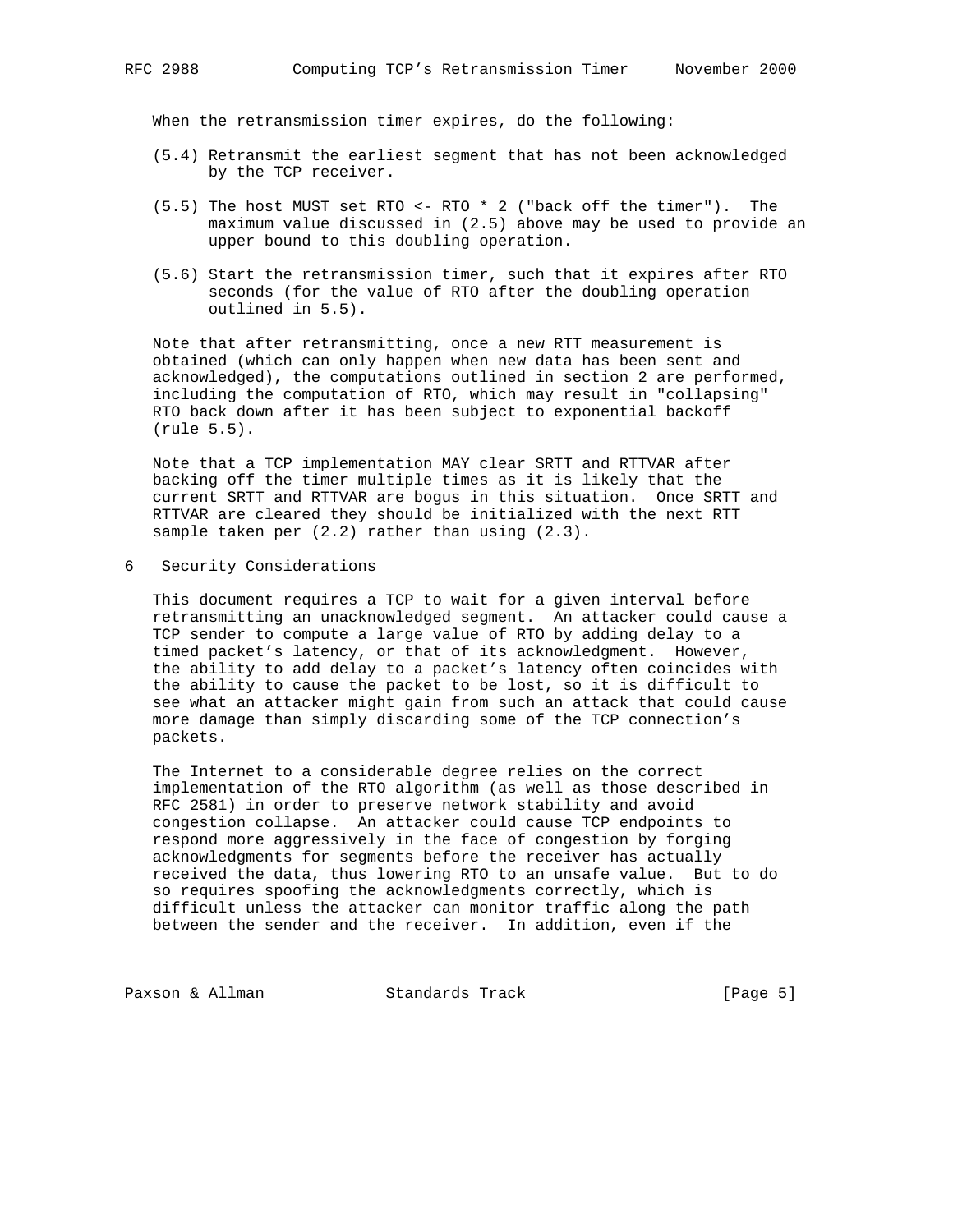When the retransmission timer expires, do the following:

(5.4) Retransmit the earliest segment that has not been acknowledged by the TCP receiver.

(5.5) The host MUST set RTO <- RTO * 2 ("back off the timer"). The maximum value discussed in (2.5) above may be used to provide an upper bound to this doubling operation.

(5.6) Start the retransmission timer, such that it expires after RTO seconds (for the value of RTO after the doubling operation outlined in 5.5).

Note that after retransmitting, once a new RTT measurement is obtained (which can only happen when new data has been sent and acknowledged), the computations outlined in section 2 are performed, including the computation of RTO, which may result in "collapsing" RTO back down after it has been subject to exponential backoff (rule 5.5).

Note that a TCP implementation MAY clear SRTT and RTTVAR after backing off the timer multiple times as it is likely that the current SRTT and RTTVAR are bogus in this situation. Once SRTT and RTTVAR are cleared they should be initialized with the next RTT sample taken per (2.2) rather than using (2.3).

## 6 Security Considerations

This document requires a TCP to wait for a given interval before retransmitting an unacknowledged segment. An attacker could cause a TCP sender to compute a large value of RTO by adding delay to a timed packet's latency, or that of its acknowledgment. However, the ability to add delay to a packet's latency often coincides with the ability to cause the packet to be lost, so it is difficult to see what an attacker might gain from such an attack that could cause more damage than simply discarding some of the TCP connection's packets.

The Internet to a considerable degree relies on the correct implementation of the RTO algorithm (as well as those described in RFC 2581) in order to preserve network stability and avoid congestion collapse. An attacker could cause TCP endpoints to respond more aggressively in the face of congestion by forging acknowledgments for segments before the receiver has actually received the data, thus lowering RTO to an unsafe value. But to do so requires spoofing the acknowledgments correctly, which is difficult unless the attacker can monitor traffic along the path between the sender and the receiver. In addition, even if the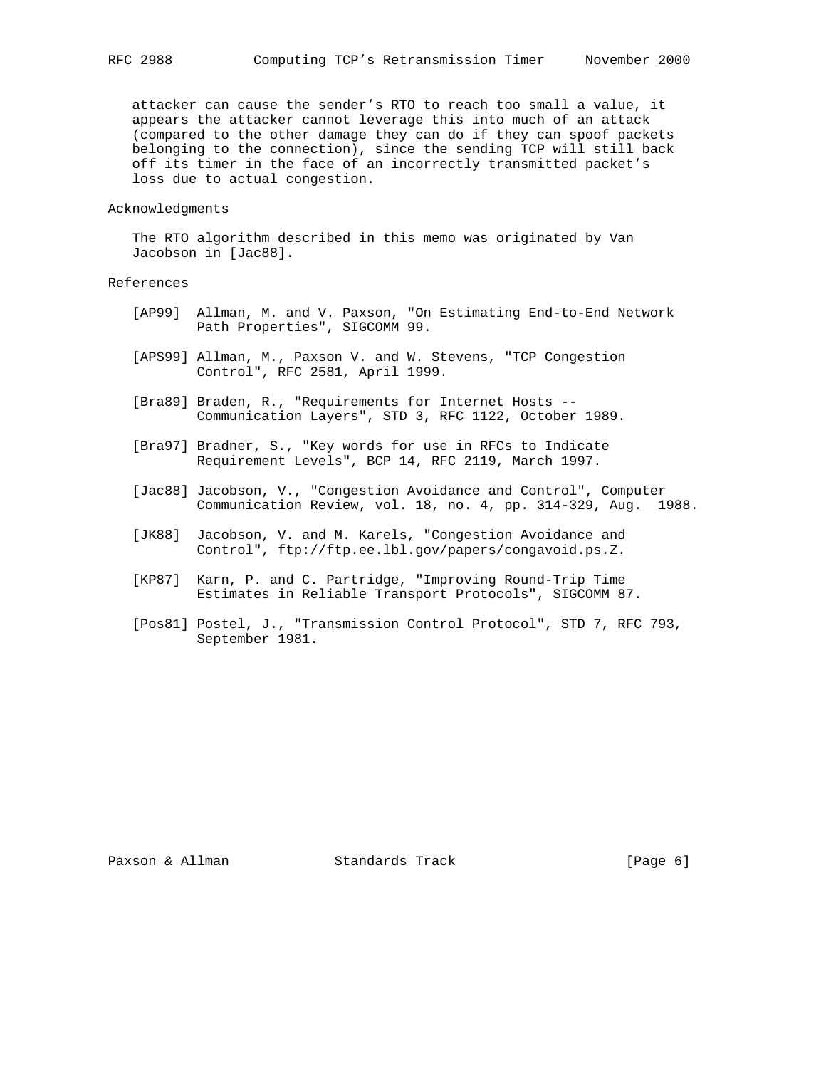attacker can cause the sender's RTO to reach too small a value, it appears the attacker cannot leverage this into much of an attack (compared to the other damage they can do if they can spoof packets belonging to the connection), since the sending TCP will still back off its timer in the face of an incorrectly transmitted packet's loss due to actual congestion.

## Acknowledgments

The RTO algorithm described in this memo was originated by Van Jacobson in [Jac88].

## References

[AP99] Allman, M. and V. Paxson, "On Estimating End-to-End Network Path Properties", SIGCOMM 99.

[APS99] Allman, M., Paxson V. and W. Stevens, "TCP Congestion Control", RFC 2581, April 1999.

[Bra89] Braden, R., "Requirements for Internet Hosts -- Communication Layers", STD 3, RFC 1122, October 1989.

[Bra97] Bradner, S., "Key words for use in RFCs to Indicate Requirement Levels", BCP 14, RFC 2119, March 1997.

[Jac88] Jacobson, V., "Congestion Avoidance and Control", Computer Communication Review, vol. 18, no. 4, pp. 314-329, Aug. 1988.

[JK88] Jacobson, V. and M. Karels, "Congestion Avoidance and Control", ftp://ftp.ee.lbl.gov/papers/congavoid.ps.Z.

[KP87] Karn, P. and C. Partridge, "Improving Round-Trip Time Estimates in Reliable Transport Protocols", SIGCOMM 87.

[Pos81] Postel, J., "Transmission Control Protocol", STD 7, RFC 793, September 1981.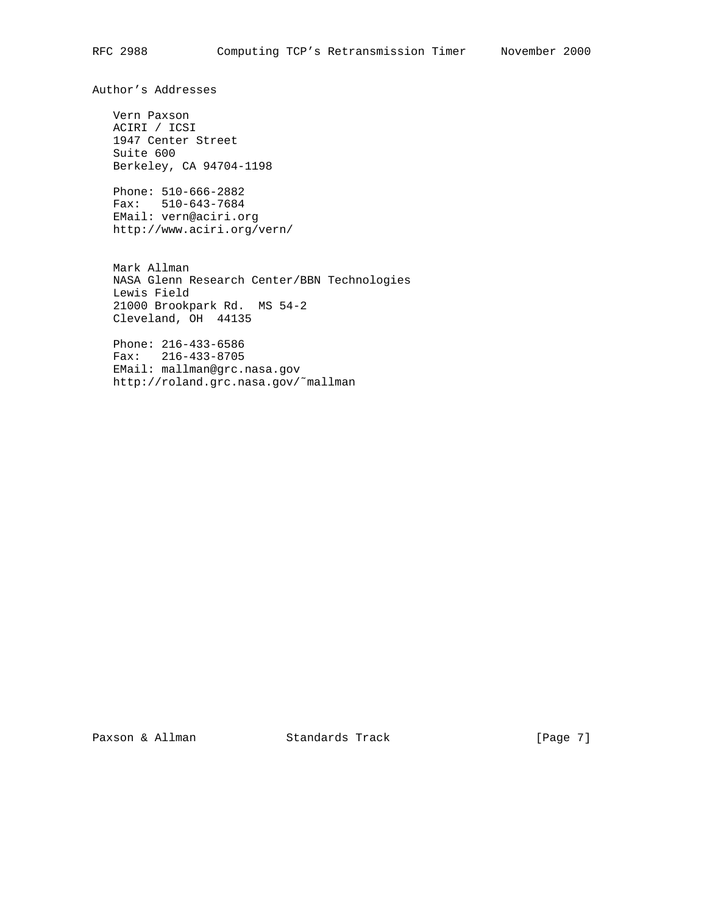## Author's Addresses

Vern Paxson  
ACIRI / ICSI  
1947 Center Street  
Suite 600  
Berkeley, CA 94704-1198

Phone: 510-666-2882  
Fax:   510-643-7684  
EMail: vern@aciri.org  
http://www.aciri.org/vern/

Mark Allman  
NASA Glenn Research Center/BBN Technologies  
Lewis Field  
21000 Brookpark Rd.  MS 54-2  
Cleveland, OH  44135

Phone: 216-433-6586  
Fax:   216-433-8705  
EMail: mallman@grc.nasa.gov  
http://roland.grc.nasa.gov/~mallman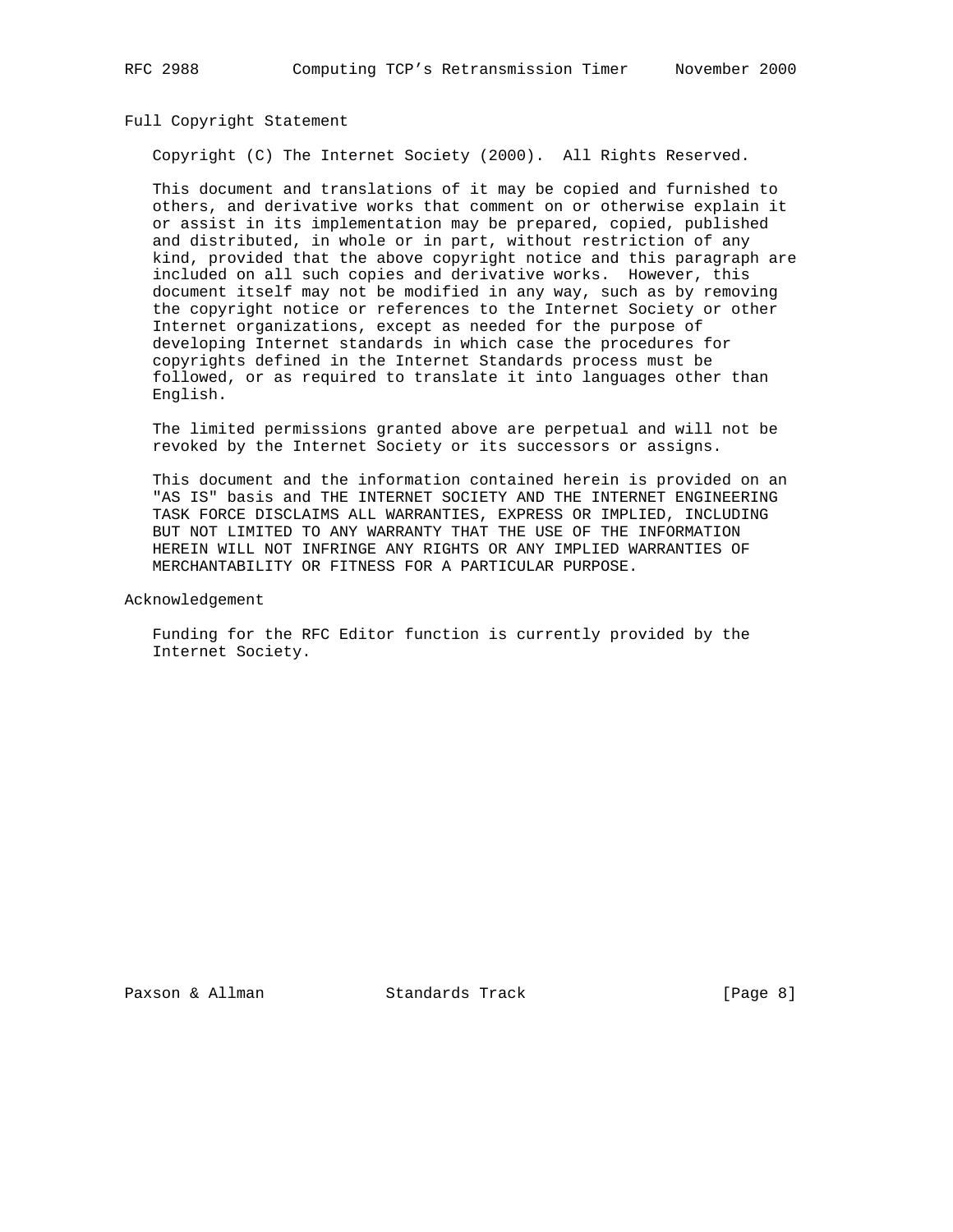## Full Copyright Statement

Copyright (C) The Internet Society (2000). All Rights Reserved.

This document and translations of it may be copied and furnished to others, and derivative works that comment on or otherwise explain it or assist in its implementation may be prepared, copied, published and distributed, in whole or in part, without restriction of any kind, provided that the above copyright notice and this paragraph are included on all such copies and derivative works. However, this document itself may not be modified in any way, such as by removing the copyright notice or references to the Internet Society or other Internet organizations, except as needed for the purpose of developing Internet standards in which case the procedures for copyrights defined in the Internet Standards process must be followed, or as required to translate it into languages other than English.

The limited permissions granted above are perpetual and will not be revoked by the Internet Society or its successors or assigns.

This document and the information contained herein is provided on an "AS IS" basis and THE INTERNET SOCIETY AND THE INTERNET ENGINEERING TASK FORCE DISCLAIMS ALL WARRANTIES, EXPRESS OR IMPLIED, INCLUDING BUT NOT LIMITED TO ANY WARRANTY THAT THE USE OF THE INFORMATION HEREIN WILL NOT INFRINGE ANY RIGHTS OR ANY IMPLIED WARRANTIES OF MERCHANTABILITY OR FITNESS FOR A PARTICULAR PURPOSE.

## Acknowledgement

Funding for the RFC Editor function is currently provided by the Internet Society.